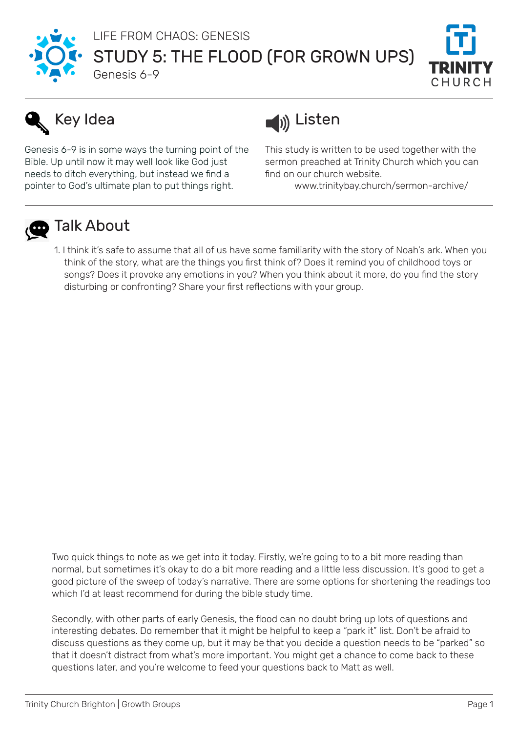LIFE FROM CHAOS: GENESIS

# STUDY 5: THE FLOOD (FOR GROWN UPS)

Genesis 6-9

TRINITY CHURCH

## Key Idea

Genesis 6-9 is in some ways the turning point of the Bible. Up until now it may well look like God just needs to ditch everything, but instead we find a pointer to God's ultimate plan to put things right.

## Listen

This study is written to be used together with the sermon preached at Trinity Church which you can find on our church website.

www.trinitybay.church/sermon-archive/

## Talk About

1. I think it's safe to assume that all of us have some familiarity with the story of Noah's ark. When you think of the story, what are the things you first think of? Does it remind you of childhood toys or songs? Does it provoke any emotions in you? When you think about it more, do you find the story disturbing or confronting? Share your first reflections with your group.

Two quick things to note as we get into it today. Firstly, we're going to to a bit more reading than normal, but sometimes it's okay to do a bit more reading and a little less discussion. It's good to get a good picture of the sweep of today's narrative. There are some options for shortening the readings too which I'd at least recommend for during the bible study time.

Secondly, with other parts of early Genesis, the flood can no doubt bring up lots of questions and interesting debates. Do remember that it might be helpful to keep a "park it" list. Don't be afraid to discuss questions as they come up, but it may be that you decide a question needs to be "parked" so that it doesn't distract from what's more important. You might get a chance to come back to these questions later, and you're welcome to feed your questions back to Matt as well.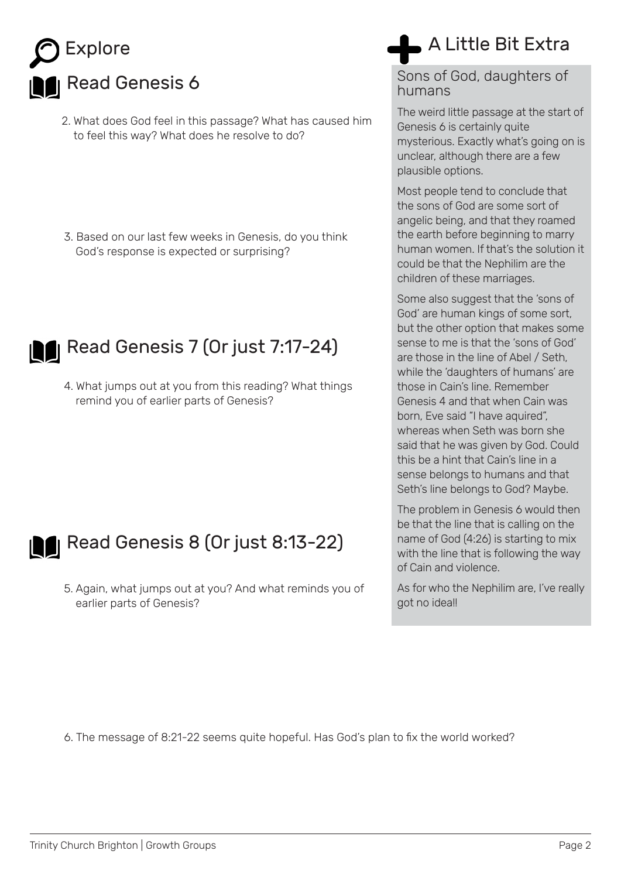# Explore

## Read Genesis 6

2. What does God feel in this passage? What has caused him to feel this way? What does he resolve to do?

3. Based on our last few weeks in Genesis, do you think God's response is expected or surprising?

## Read Genesis 7 (Or just 7:17-24)

4. What jumps out at you from this reading? What things remind you of earlier parts of Genesis?

## Read Genesis 8 (Or just 8:13-22)

5. Again, what jumps out at you? And what reminds you of earlier parts of Genesis?

6. The message of 8:21-22 seems quite hopeful. Has God's plan to fix the world worked?

# A Little Bit Extra

### Sons of God, daughters of humans

The weird little passage at the start of Genesis 6 is certainly quite mysterious. Exactly what's going on is unclear, although there are a few plausible options.

Most people tend to conclude that the sons of God are some sort of angelic being, and that they roamed the earth before beginning to marry human women. If that's the solution it could be that the Nephilim are the children of these marriages.

Some also suggest that the 'sons of God' are human kings of some sort, but the other option that makes some sense to me is that the 'sons of God' are those in the line of Abel / Seth, while the 'daughters of humans' are those in Cain's line. Remember Genesis 4 and that when Cain was born, Eve said "I have aquired", whereas when Seth was born she said that he was given by God. Could this be a hint that Cain's line in a sense belongs to humans and that Seth's line belongs to God? Maybe.

The problem in Genesis 6 would then be that the line that is calling on the name of God (4:26) is starting to mix with the line that is following the way of Cain and violence.

As for who the Nephilim are, I've really got no idea!!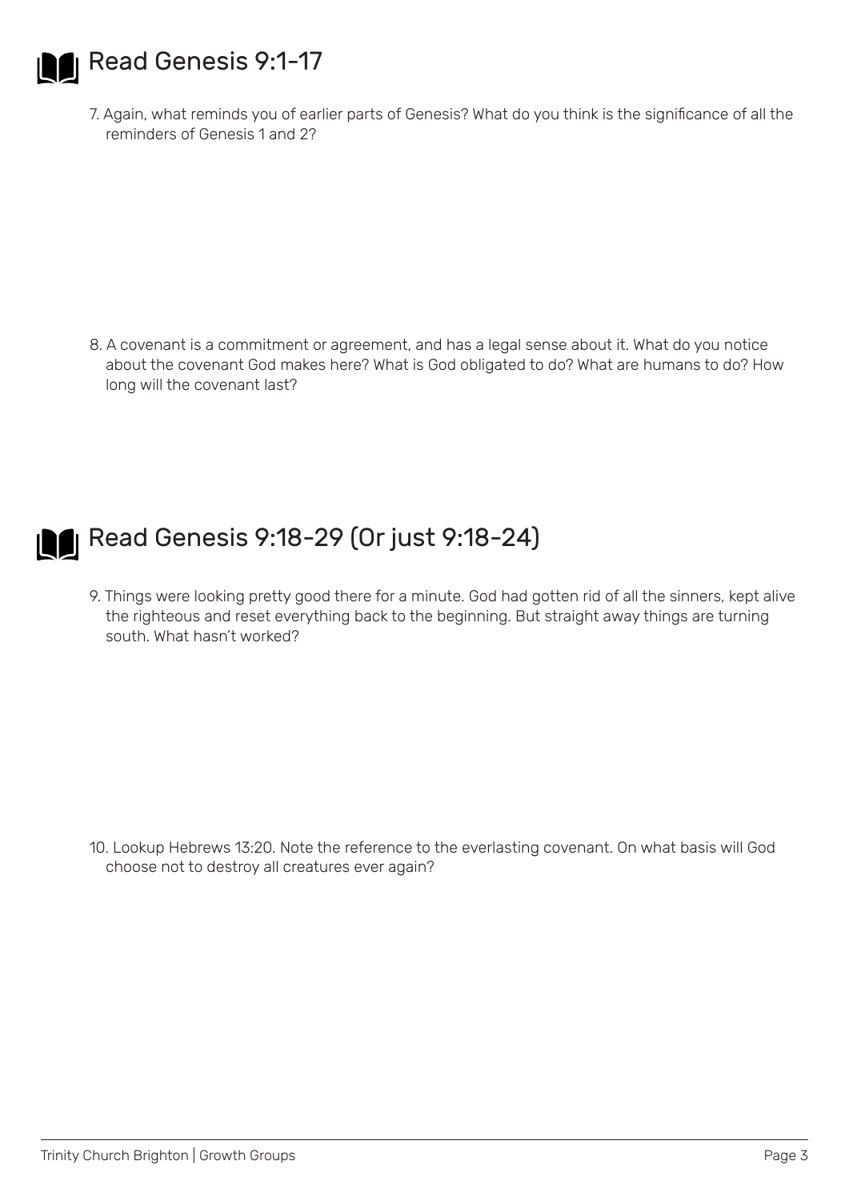## Read Genesis 9:1-17

7. Again, what reminds you of earlier parts of Genesis? What do you think is the significance of all the reminders of Genesis 1 and 2?

8. A covenant is a commitment or agreement, and has a legal sense about it. What do you notice about the covenant God makes here? What is God obligated to do? What are humans to do? How long will the covenant last?

## Read Genesis 9:18-29 (Or just 9:18-24)

9. Things were looking pretty good there for a minute. God had gotten rid of all the sinners, kept alive the righteous and reset everything back to the beginning. But straight away things are turning south. What hasn't worked?

10. Lookup Hebrews 13:20. Note the reference to the everlasting covenant. On what basis will God choose not to destroy all creatures ever again?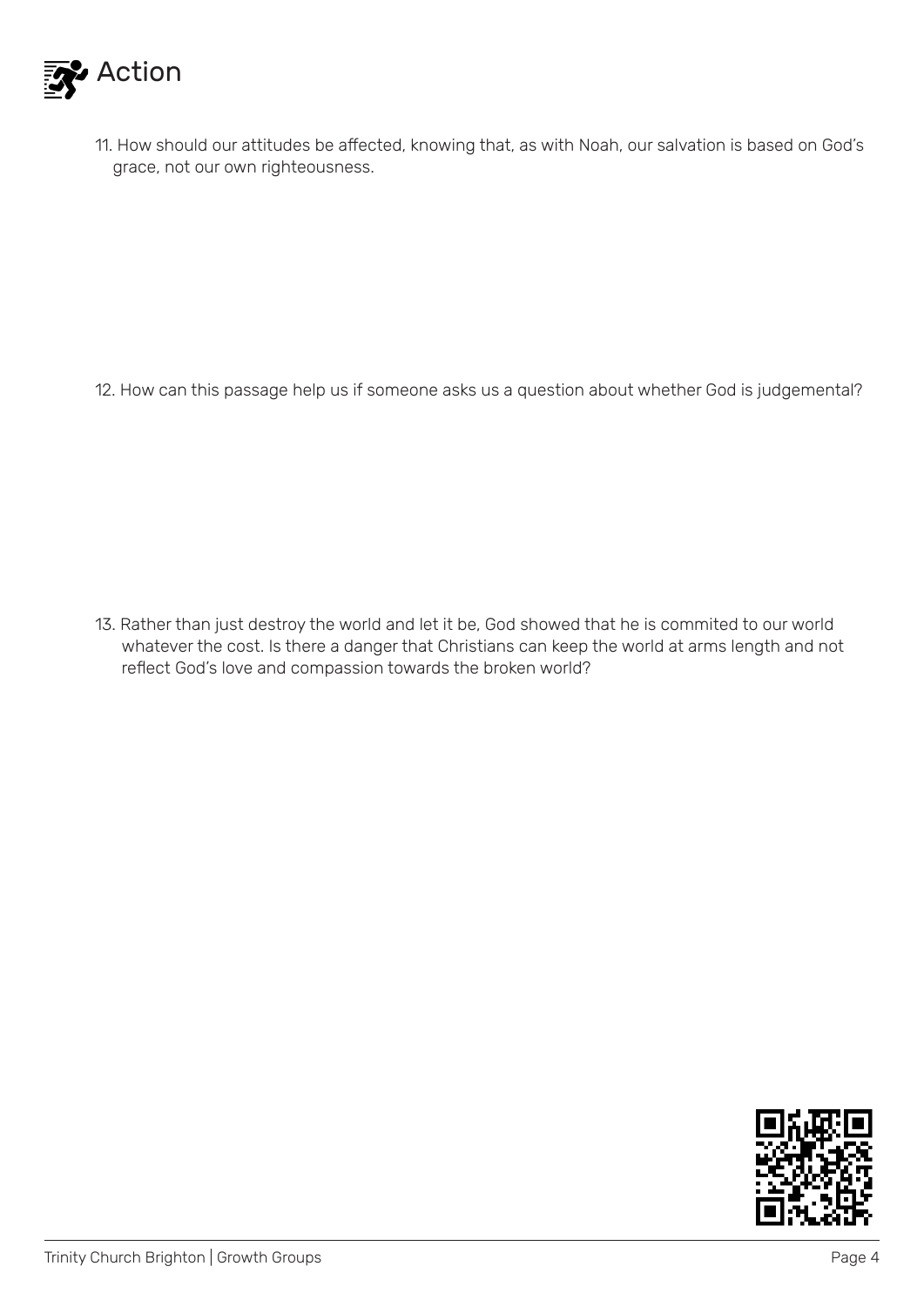# Action

11. How should our attitudes be affected, knowing that, as with Noah, our salvation is based on God's grace, not our own righteousness.

12. How can this passage help us if someone asks us a question about whether God is judgemental?

13. Rather than just destroy the world and let it be, God showed that he is commited to our world whatever the cost. Is there a danger that Christians can keep the world at arms length and not reflect God's love and compassion towards the broken world?